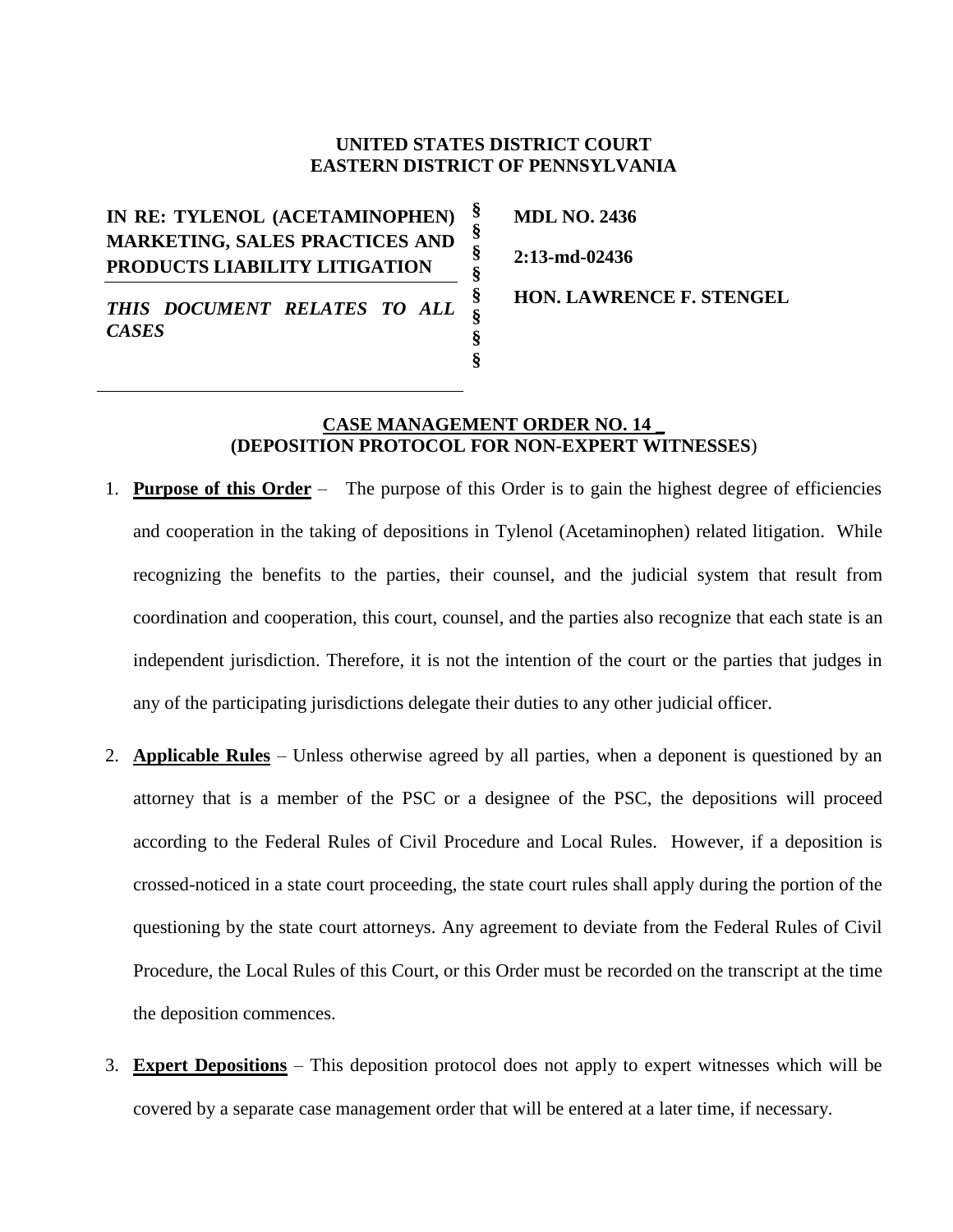**UNITED STATES DISTRICT COURT**
**EASTERN DISTRICT OF PENNSYLVANIA**

| | | |
|---|---|---|
| **IN RE: TYLENOL (ACETAMINOPHEN) MARKETING, SALES PRACTICES AND PRODUCTS LIABILITY LITIGATION** | § § § § | **MDL NO. 2436** **2:13-md-02436** |
| ***THIS DOCUMENT RELATES TO ALL CASES*** | § § § § | **HON. LAWRENCE F. STENGEL** |

**CASE MANAGEMENT ORDER NO. 14 _**
**(DEPOSITION PROTOCOL FOR NON-EXPERT WITNESSES)**

1. **Purpose of this Order** – The purpose of this Order is to gain the highest degree of efficiencies and cooperation in the taking of depositions in Tylenol (Acetaminophen) related litigation. While recognizing the benefits to the parties, their counsel, and the judicial system that result from coordination and cooperation, this court, counsel, and the parties also recognize that each state is an independent jurisdiction. Therefore, it is not the intention of the court or the parties that judges in any of the participating jurisdictions delegate their duties to any other judicial officer.

2. **Applicable Rules** – Unless otherwise agreed by all parties, when a deponent is questioned by an attorney that is a member of the PSC or a designee of the PSC, the depositions will proceed according to the Federal Rules of Civil Procedure and Local Rules. However, if a deposition is crossed-noticed in a state court proceeding, the state court rules shall apply during the portion of the questioning by the state court attorneys. Any agreement to deviate from the Federal Rules of Civil Procedure, the Local Rules of this Court, or this Order must be recorded on the transcript at the time the deposition commences.

3. **Expert Depositions** – This deposition protocol does not apply to expert witnesses which will be covered by a separate case management order that will be entered at a later time, if necessary.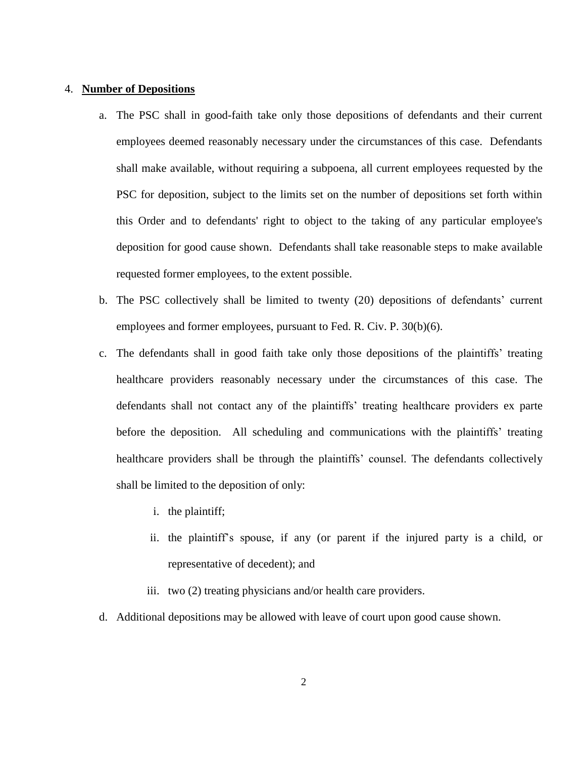4. **Number of Depositions**

   a. The PSC shall in good-faith take only those depositions of defendants and their current employees deemed reasonably necessary under the circumstances of this case. Defendants shall make available, without requiring a subpoena, all current employees requested by the PSC for deposition, subject to the limits set on the number of depositions set forth within this Order and to defendants' right to object to the taking of any particular employee's deposition for good cause shown. Defendants shall take reasonable steps to make available requested former employees, to the extent possible.

   b. The PSC collectively shall be limited to twenty (20) depositions of defendants' current employees and former employees, pursuant to Fed. R. Civ. P. 30(b)(6).

   c. The defendants shall in good faith take only those depositions of the plaintiffs' treating healthcare providers reasonably necessary under the circumstances of this case. The defendants shall not contact any of the plaintiffs' treating healthcare providers ex parte before the deposition. All scheduling and communications with the plaintiffs' treating healthcare providers shall be through the plaintiffs' counsel. The defendants collectively shall be limited to the deposition of only:

      i. the plaintiff;

      ii. the plaintiff's spouse, if any (or parent if the injured party is a child, or representative of decedent); and

      iii. two (2) treating physicians and/or health care providers.

   d. Additional depositions may be allowed with leave of court upon good cause shown.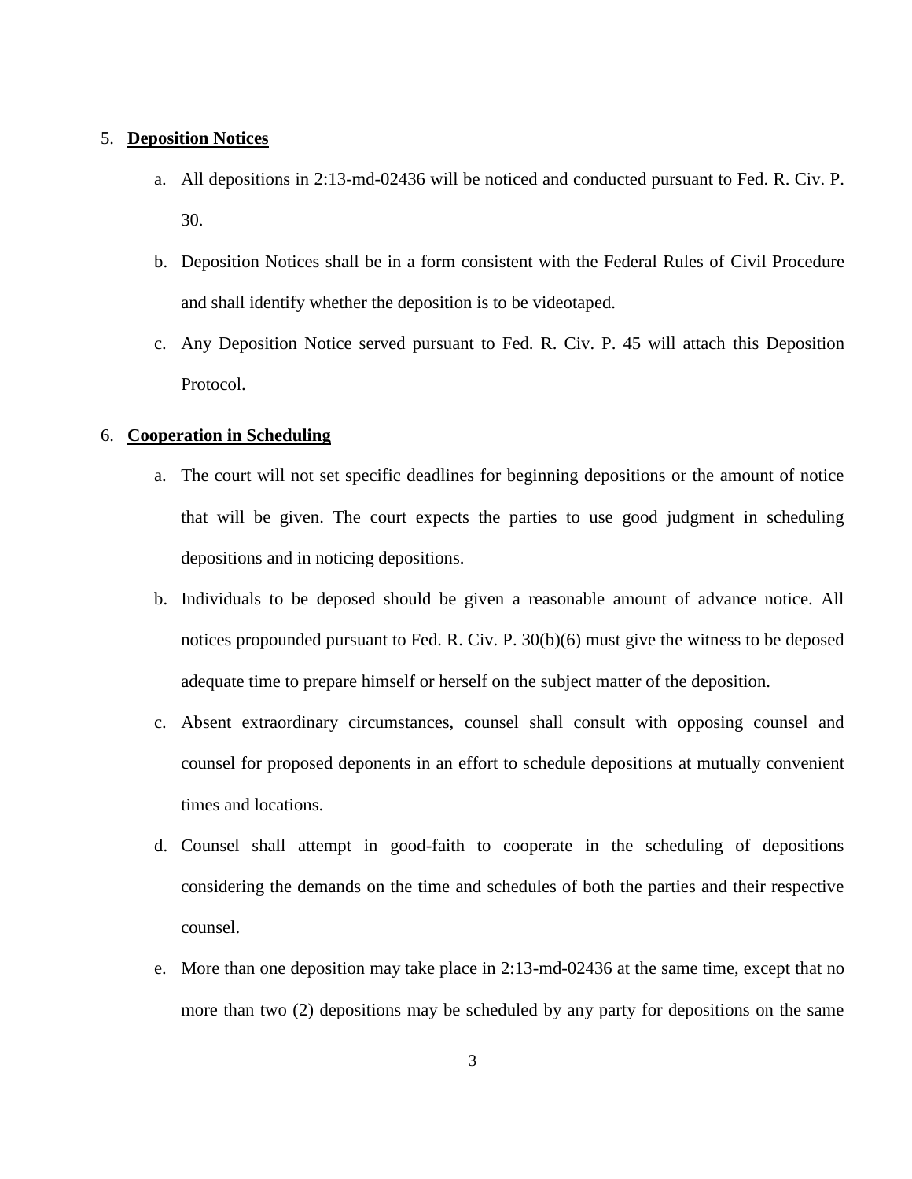5. **Deposition Notices**

   a. All depositions in 2:13-md-02436 will be noticed and conducted pursuant to Fed. R. Civ. P. 30.

   b. Deposition Notices shall be in a form consistent with the Federal Rules of Civil Procedure and shall identify whether the deposition is to be videotaped.

   c. Any Deposition Notice served pursuant to Fed. R. Civ. P. 45 will attach this Deposition Protocol.

6. **Cooperation in Scheduling**

   a. The court will not set specific deadlines for beginning depositions or the amount of notice that will be given. The court expects the parties to use good judgment in scheduling depositions and in noticing depositions.

   b. Individuals to be deposed should be given a reasonable amount of advance notice. All notices propounded pursuant to Fed. R. Civ. P. 30(b)(6) must give the witness to be deposed adequate time to prepare himself or herself on the subject matter of the deposition.

   c. Absent extraordinary circumstances, counsel shall consult with opposing counsel and counsel for proposed deponents in an effort to schedule depositions at mutually convenient times and locations.

   d. Counsel shall attempt in good-faith to cooperate in the scheduling of depositions considering the demands on the time and schedules of both the parties and their respective counsel.

   e. More than one deposition may take place in 2:13-md-02436 at the same time, except that no more than two (2) depositions may be scheduled by any party for depositions on the same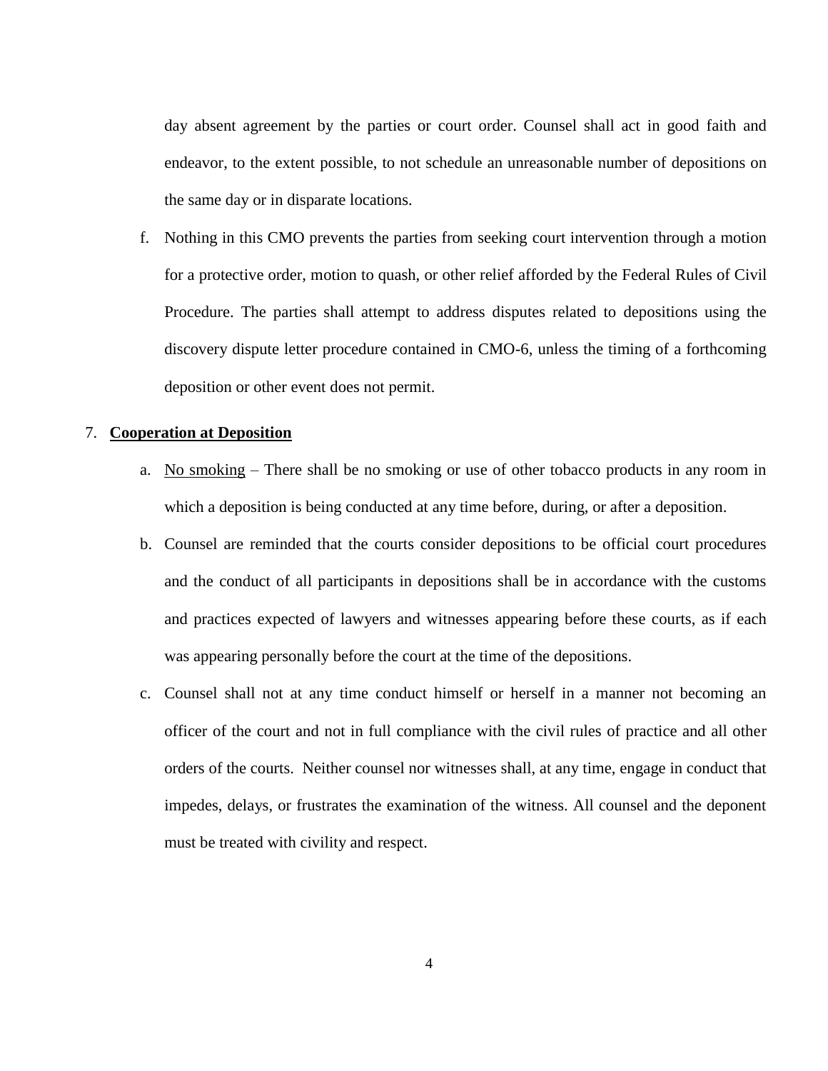day absent agreement by the parties or court order. Counsel shall act in good faith and endeavor, to the extent possible, to not schedule an unreasonable number of depositions on the same day or in disparate locations.

f. Nothing in this CMO prevents the parties from seeking court intervention through a motion for a protective order, motion to quash, or other relief afforded by the Federal Rules of Civil Procedure. The parties shall attempt to address disputes related to depositions using the discovery dispute letter procedure contained in CMO-6, unless the timing of a forthcoming deposition or other event does not permit.

7. **Cooperation at Deposition**

   a. No smoking – There shall be no smoking or use of other tobacco products in any room in which a deposition is being conducted at any time before, during, or after a deposition.

   b. Counsel are reminded that the courts consider depositions to be official court procedures and the conduct of all participants in depositions shall be in accordance with the customs and practices expected of lawyers and witnesses appearing before these courts, as if each was appearing personally before the court at the time of the depositions.

   c. Counsel shall not at any time conduct himself or herself in a manner not becoming an officer of the court and not in full compliance with the civil rules of practice and all other orders of the courts. Neither counsel nor witnesses shall, at any time, engage in conduct that impedes, delays, or frustrates the examination of the witness. All counsel and the deponent must be treated with civility and respect.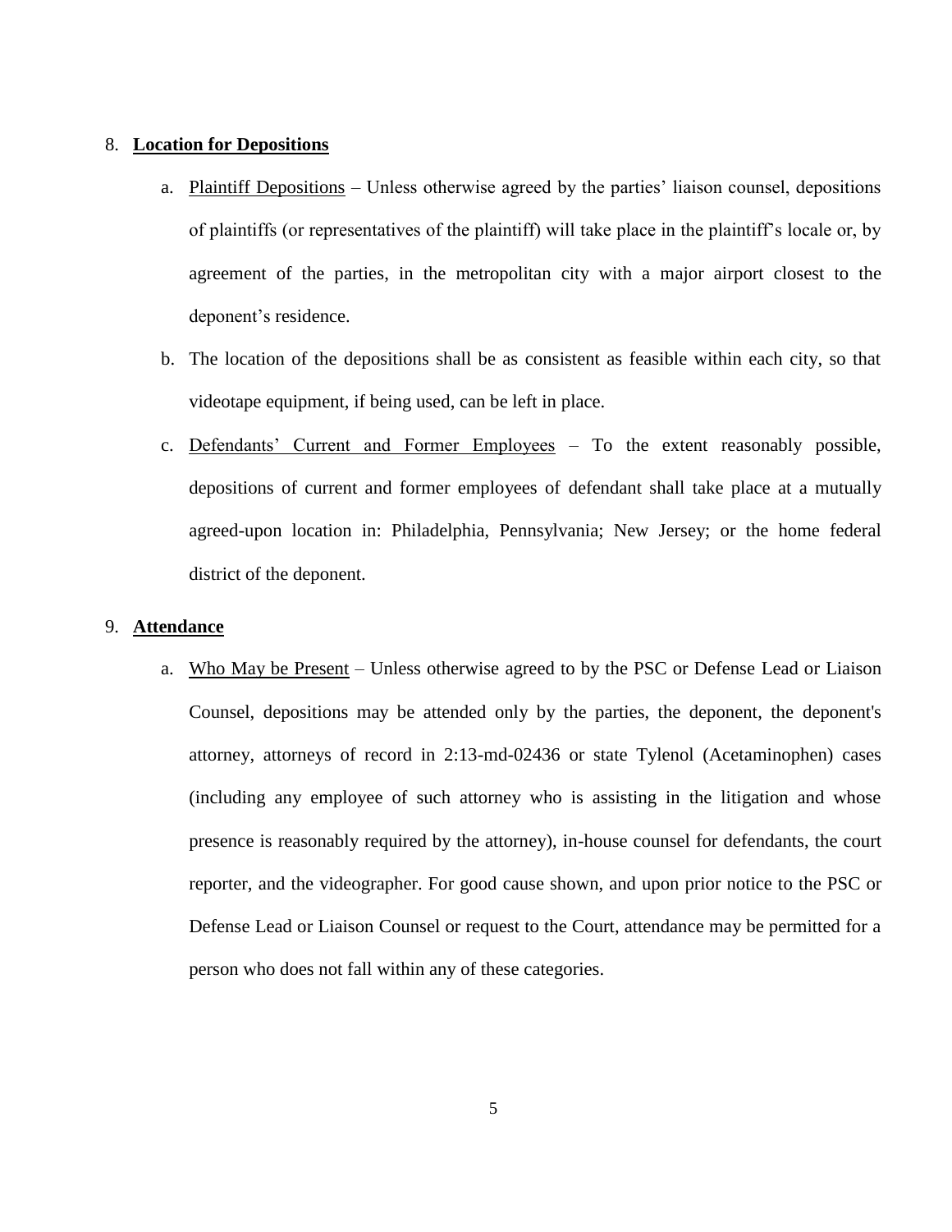8. **Location for Depositions**

   a. Plaintiff Depositions – Unless otherwise agreed by the parties' liaison counsel, depositions of plaintiffs (or representatives of the plaintiff) will take place in the plaintiff's locale or, by agreement of the parties, in the metropolitan city with a major airport closest to the deponent's residence.

   b. The location of the depositions shall be as consistent as feasible within each city, so that videotape equipment, if being used, can be left in place.

   c. Defendants' Current and Former Employees – To the extent reasonably possible, depositions of current and former employees of defendant shall take place at a mutually agreed-upon location in: Philadelphia, Pennsylvania; New Jersey; or the home federal district of the deponent.

9. **Attendance**

   a. Who May be Present – Unless otherwise agreed to by the PSC or Defense Lead or Liaison Counsel, depositions may be attended only by the parties, the deponent, the deponent's attorney, attorneys of record in 2:13-md-02436 or state Tylenol (Acetaminophen) cases (including any employee of such attorney who is assisting in the litigation and whose presence is reasonably required by the attorney), in-house counsel for defendants, the court reporter, and the videographer. For good cause shown, and upon prior notice to the PSC or Defense Lead or Liaison Counsel or request to the Court, attendance may be permitted for a person who does not fall within any of these categories.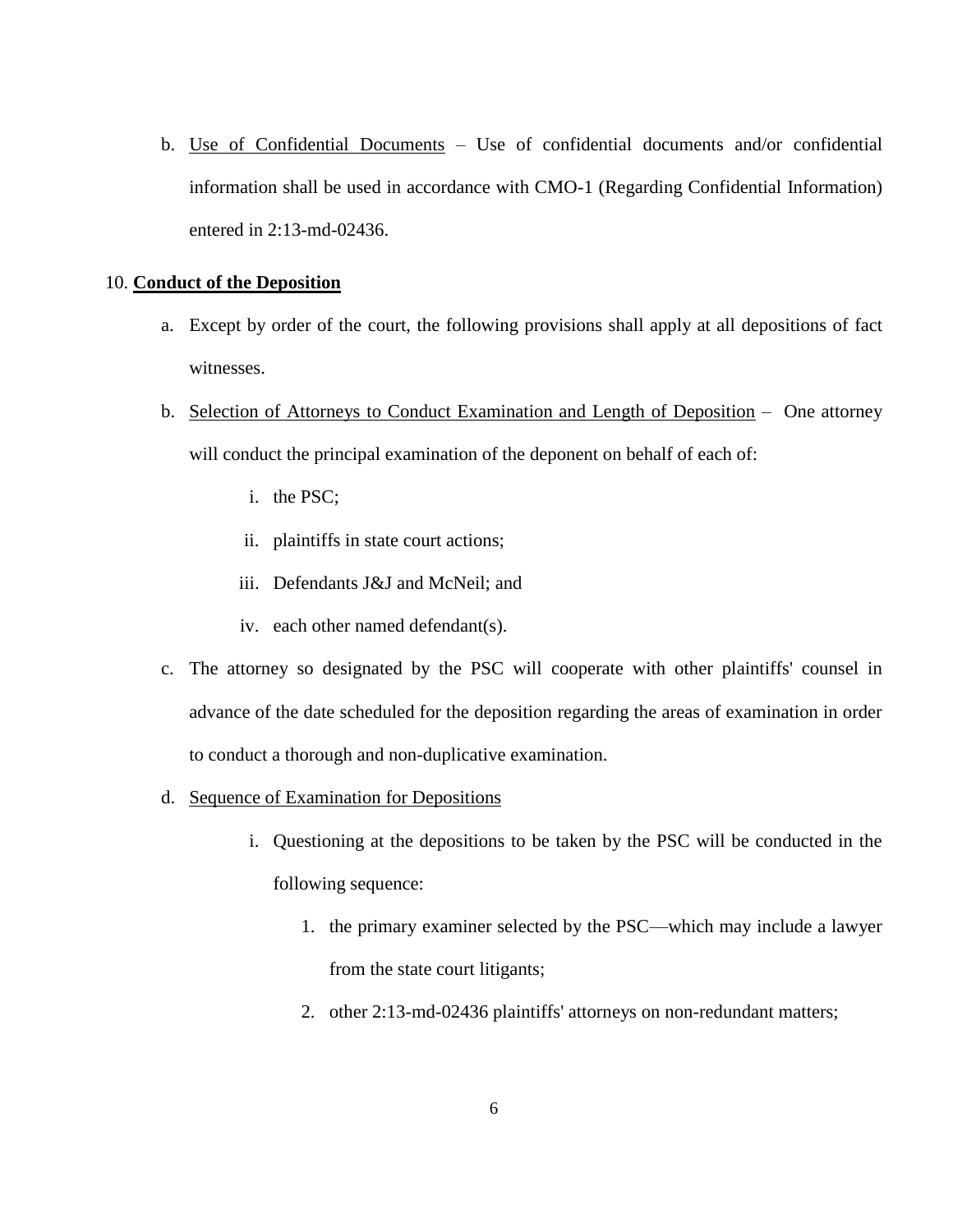b. <u>Use of Confidential Documents</u> – Use of confidential documents and/or confidential information shall be used in accordance with CMO-1 (Regarding Confidential Information) entered in 2:13-md-02436.

10. **<u>Conduct of the Deposition</u>**

a. Except by order of the court, the following provisions shall apply at all depositions of fact witnesses.

b. <u>Selection of Attorneys to Conduct Examination and Length of Deposition</u> – One attorney will conduct the principal examination of the deponent on behalf of each of:

   i. the PSC;

   ii. plaintiffs in state court actions;

   iii. Defendants J&J and McNeil; and

   iv. each other named defendant(s).

c. The attorney so designated by the PSC will cooperate with other plaintiffs' counsel in advance of the date scheduled for the deposition regarding the areas of examination in order to conduct a thorough and non-duplicative examination.

d. <u>Sequence of Examination for Depositions</u>

   i. Questioning at the depositions to be taken by the PSC will be conducted in the following sequence:

      1. the primary examiner selected by the PSC—which may include a lawyer from the state court litigants;

      2. other 2:13-md-02436 plaintiffs' attorneys on non-redundant matters;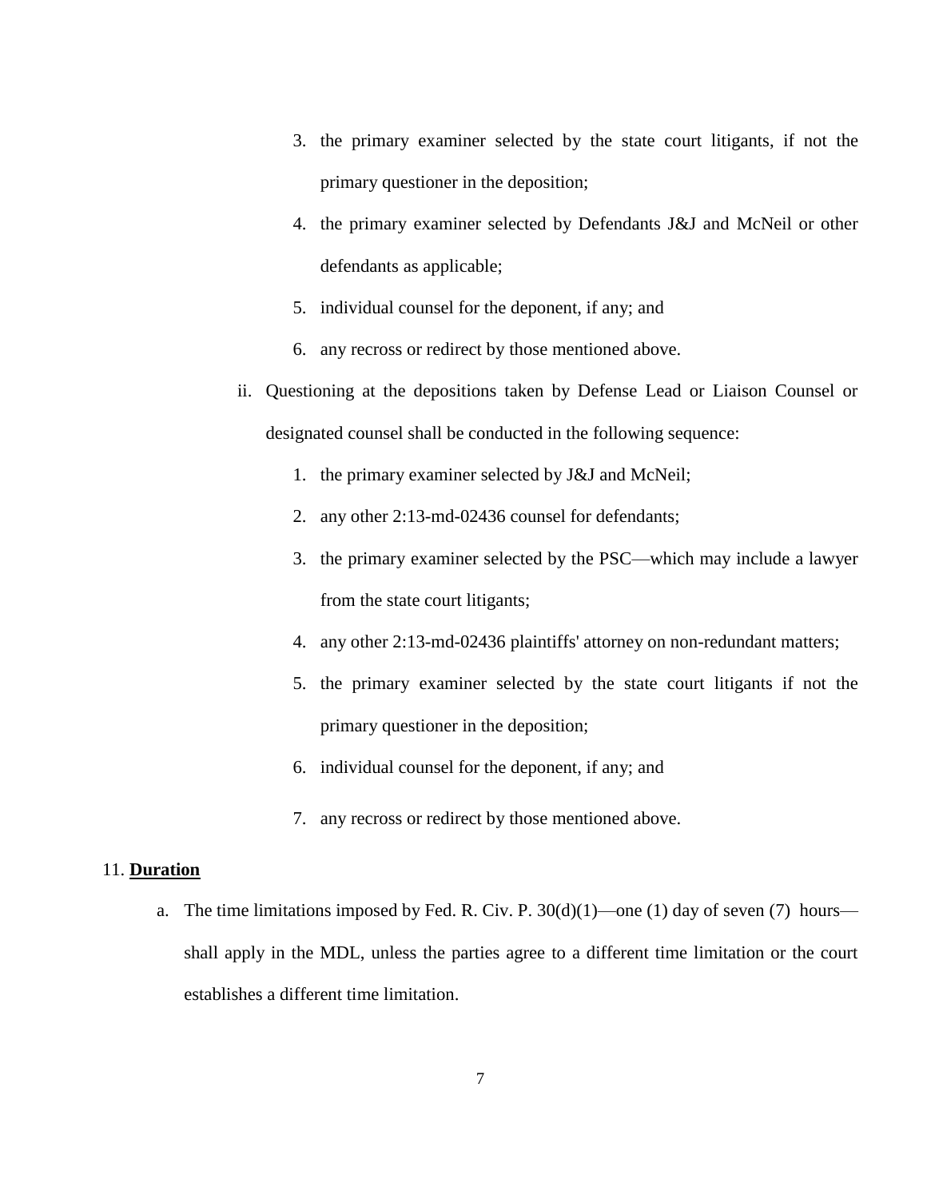3. the primary examiner selected by the state court litigants, if not the primary questioner in the deposition;
4. the primary examiner selected by Defendants J&J and McNeil or other defendants as applicable;
5. individual counsel for the deponent, if any; and
6. any recross or redirect by those mentioned above.

ii. Questioning at the depositions taken by Defense Lead or Liaison Counsel or designated counsel shall be conducted in the following sequence:

1. the primary examiner selected by J&J and McNeil;
2. any other 2:13-md-02436 counsel for defendants;
3. the primary examiner selected by the PSC—which may include a lawyer from the state court litigants;
4. any other 2:13-md-02436 plaintiffs' attorney on non-redundant matters;
5. the primary examiner selected by the state court litigants if not the primary questioner in the deposition;
6. individual counsel for the deponent, if any; and
7. any recross or redirect by those mentioned above.

11. **Duration**

a. The time limitations imposed by Fed. R. Civ. P. 30(d)(1)—one (1) day of seven (7) hours—shall apply in the MDL, unless the parties agree to a different time limitation or the court establishes a different time limitation.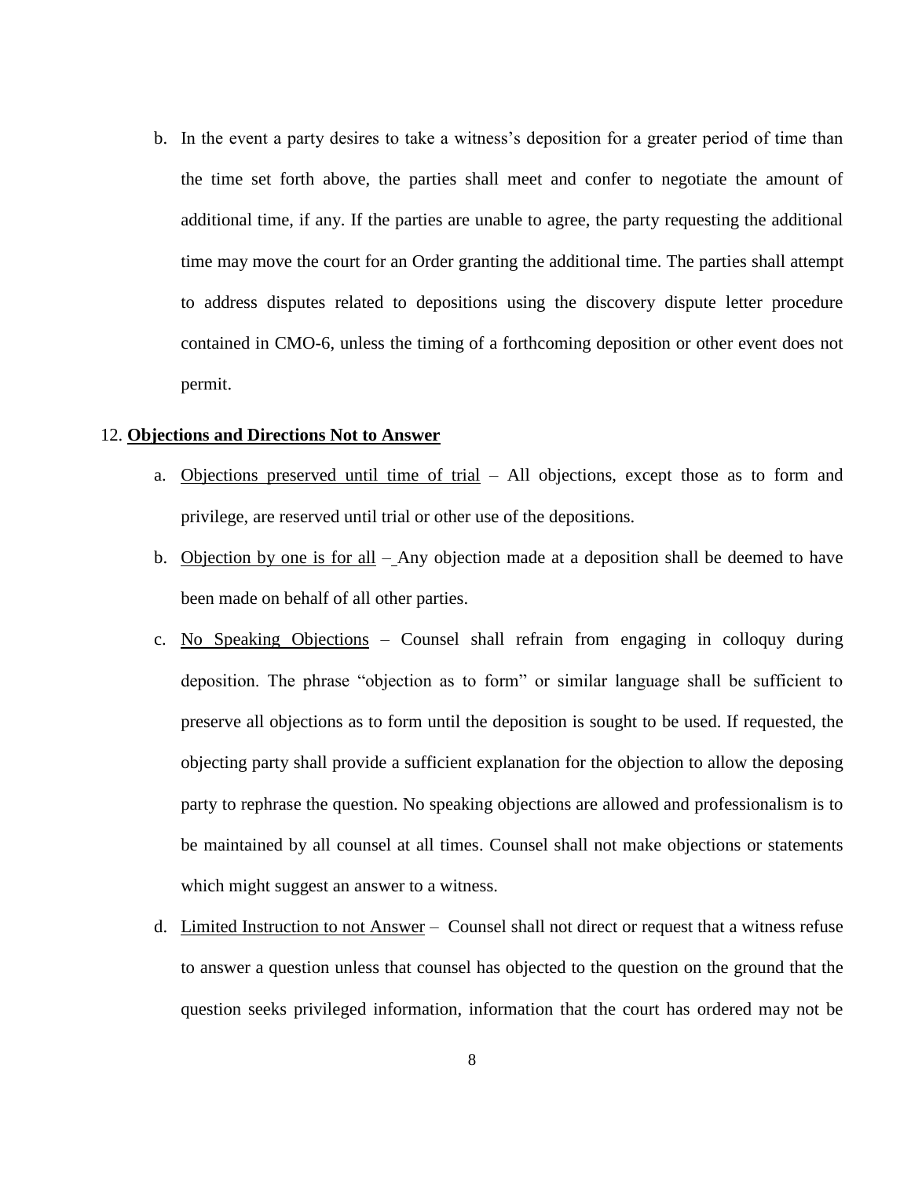b. In the event a party desires to take a witness's deposition for a greater period of time than the time set forth above, the parties shall meet and confer to negotiate the amount of additional time, if any. If the parties are unable to agree, the party requesting the additional time may move the court for an Order granting the additional time. The parties shall attempt to address disputes related to depositions using the discovery dispute letter procedure contained in CMO-6, unless the timing of a forthcoming deposition or other event does not permit.

12. **Objections and Directions Not to Answer**

a. Objections preserved until time of trial – All objections, except those as to form and privilege, are reserved until trial or other use of the depositions.

b. Objection by one is for all – Any objection made at a deposition shall be deemed to have been made on behalf of all other parties.

c. No Speaking Objections – Counsel shall refrain from engaging in colloquy during deposition. The phrase "objection as to form" or similar language shall be sufficient to preserve all objections as to form until the deposition is sought to be used. If requested, the objecting party shall provide a sufficient explanation for the objection to allow the deposing party to rephrase the question. No speaking objections are allowed and professionalism is to be maintained by all counsel at all times. Counsel shall not make objections or statements which might suggest an answer to a witness.

d. Limited Instruction to not Answer – Counsel shall not direct or request that a witness refuse to answer a question unless that counsel has objected to the question on the ground that the question seeks privileged information, information that the court has ordered may not be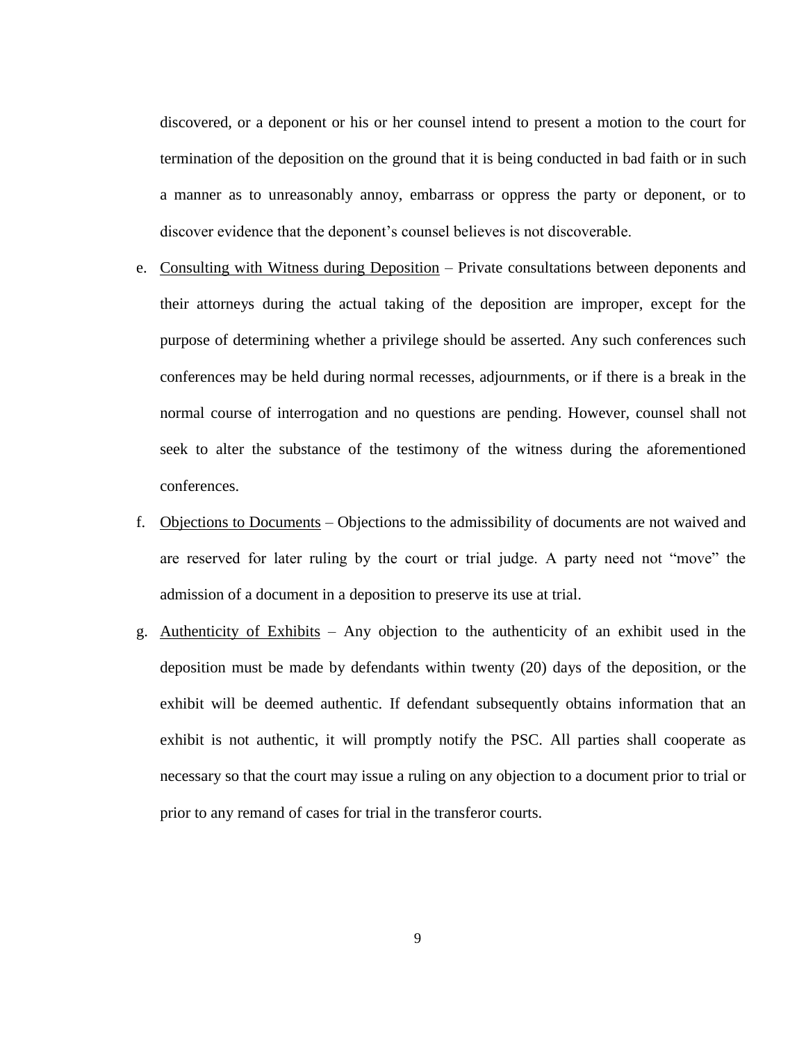discovered, or a deponent or his or her counsel intend to present a motion to the court for termination of the deposition on the ground that it is being conducted in bad faith or in such a manner as to unreasonably annoy, embarrass or oppress the party or deponent, or to discover evidence that the deponent's counsel believes is not discoverable.

e. <u>Consulting with Witness during Deposition</u> – Private consultations between deponents and their attorneys during the actual taking of the deposition are improper, except for the purpose of determining whether a privilege should be asserted. Any such conferences such conferences may be held during normal recesses, adjournments, or if there is a break in the normal course of interrogation and no questions are pending. However, counsel shall not seek to alter the substance of the testimony of the witness during the aforementioned conferences.

f. <u>Objections to Documents</u> – Objections to the admissibility of documents are not waived and are reserved for later ruling by the court or trial judge. A party need not "move" the admission of a document in a deposition to preserve its use at trial.

g. <u>Authenticity of Exhibits</u> – Any objection to the authenticity of an exhibit used in the deposition must be made by defendants within twenty (20) days of the deposition, or the exhibit will be deemed authentic. If defendant subsequently obtains information that an exhibit is not authentic, it will promptly notify the PSC. All parties shall cooperate as necessary so that the court may issue a ruling on any objection to a document prior to trial or prior to any remand of cases for trial in the transferor courts.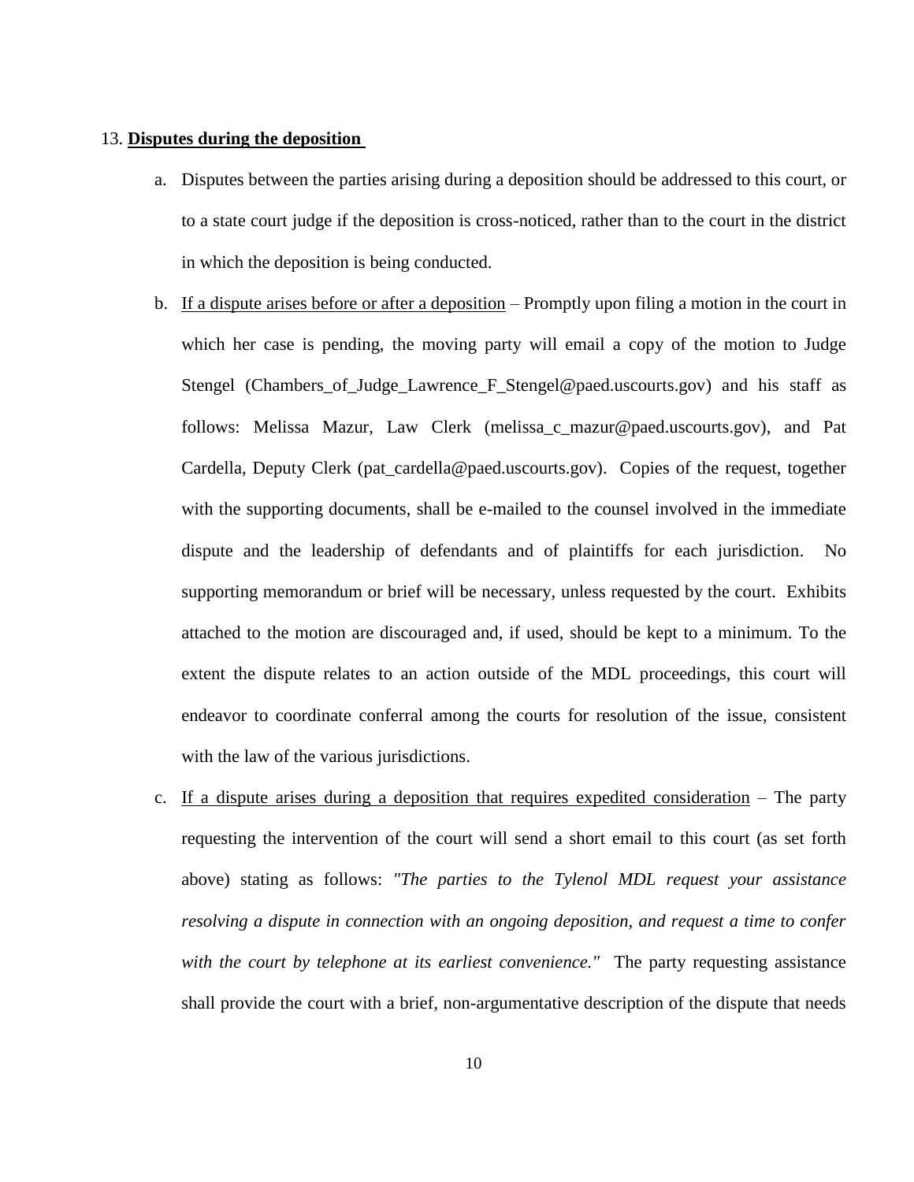13. **Disputes during the deposition**

a. Disputes between the parties arising during a deposition should be addressed to this court, or to a state court judge if the deposition is cross-noticed, rather than to the court in the district in which the deposition is being conducted.

b. If a dispute arises before or after a deposition – Promptly upon filing a motion in the court in which her case is pending, the moving party will email a copy of the motion to Judge Stengel (Chambers_of_Judge_Lawrence_F_Stengel@paed.uscourts.gov) and his staff as follows: Melissa Mazur, Law Clerk (melissa_c_mazur@paed.uscourts.gov), and Pat Cardella, Deputy Clerk (pat_cardella@paed.uscourts.gov). Copies of the request, together with the supporting documents, shall be e-mailed to the counsel involved in the immediate dispute and the leadership of defendants and of plaintiffs for each jurisdiction. No supporting memorandum or brief will be necessary, unless requested by the court. Exhibits attached to the motion are discouraged and, if used, should be kept to a minimum. To the extent the dispute relates to an action outside of the MDL proceedings, this court will endeavor to coordinate conferral among the courts for resolution of the issue, consistent with the law of the various jurisdictions.

c. If a dispute arises during a deposition that requires expedited consideration – The party requesting the intervention of the court will send a short email to this court (as set forth above) stating as follows: *"The parties to the Tylenol MDL request your assistance resolving a dispute in connection with an ongoing deposition, and request a time to confer with the court by telephone at its earliest convenience."* The party requesting assistance shall provide the court with a brief, non-argumentative description of the dispute that needs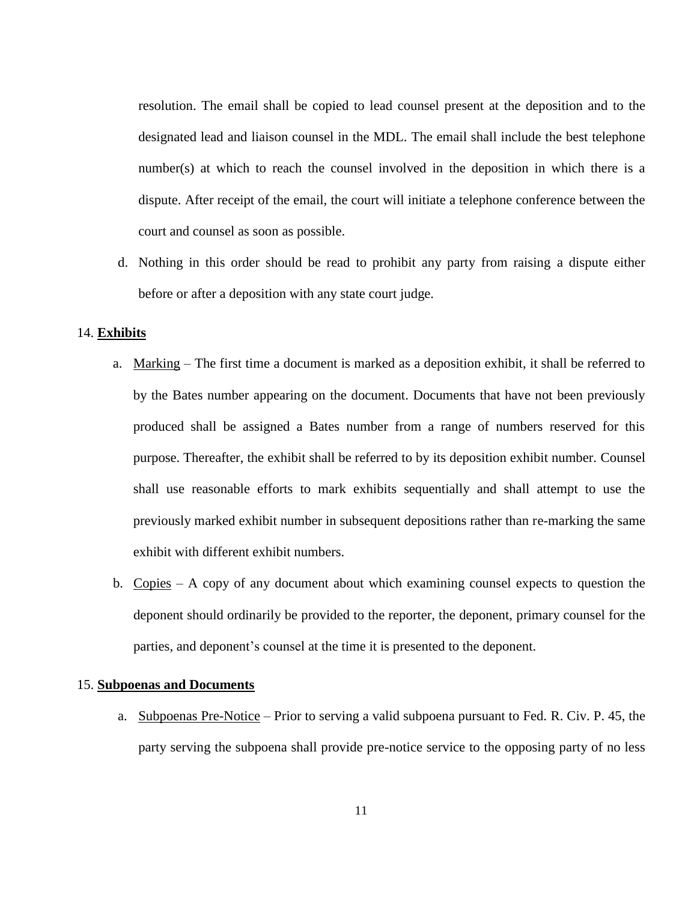resolution. The email shall be copied to lead counsel present at the deposition and to the designated lead and liaison counsel in the MDL. The email shall include the best telephone number(s) at which to reach the counsel involved in the deposition in which there is a dispute. After receipt of the email, the court will initiate a telephone conference between the court and counsel as soon as possible.

d. Nothing in this order should be read to prohibit any party from raising a dispute either before or after a deposition with any state court judge.

14. **Exhibits**

a. Marking – The first time a document is marked as a deposition exhibit, it shall be referred to by the Bates number appearing on the document. Documents that have not been previously produced shall be assigned a Bates number from a range of numbers reserved for this purpose. Thereafter, the exhibit shall be referred to by its deposition exhibit number. Counsel shall use reasonable efforts to mark exhibits sequentially and shall attempt to use the previously marked exhibit number in subsequent depositions rather than re-marking the same exhibit with different exhibit numbers.

b. Copies – A copy of any document about which examining counsel expects to question the deponent should ordinarily be provided to the reporter, the deponent, primary counsel for the parties, and deponent's counsel at the time it is presented to the deponent.

15. **Subpoenas and Documents**

a. Subpoenas Pre-Notice – Prior to serving a valid subpoena pursuant to Fed. R. Civ. P. 45, the party serving the subpoena shall provide pre-notice service to the opposing party of no less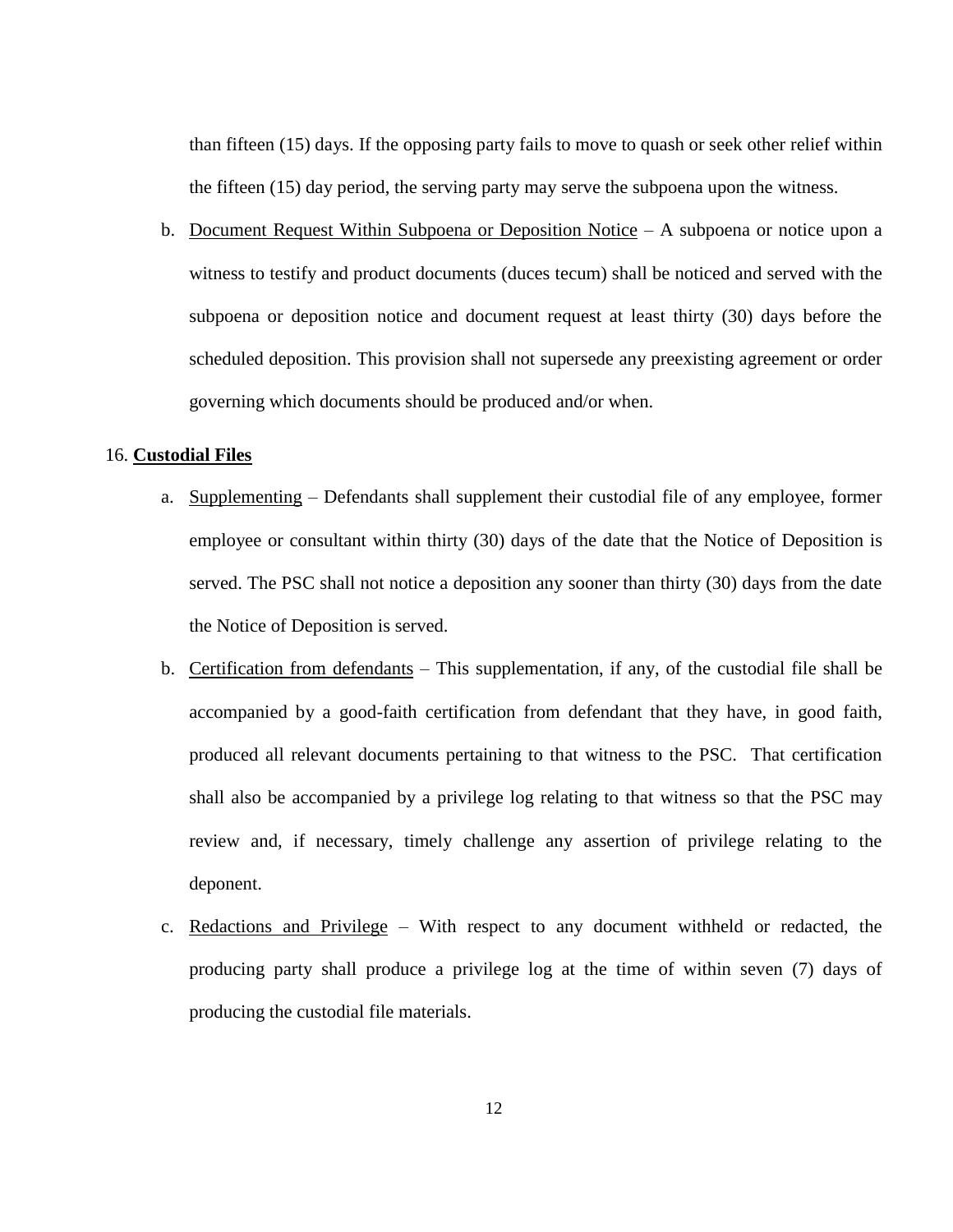than fifteen (15) days. If the opposing party fails to move to quash or seek other relief within the fifteen (15) day period, the serving party may serve the subpoena upon the witness.

b. Document Request Within Subpoena or Deposition Notice – A subpoena or notice upon a witness to testify and product documents (duces tecum) shall be noticed and served with the subpoena or deposition notice and document request at least thirty (30) days before the scheduled deposition. This provision shall not supersede any preexisting agreement or order governing which documents should be produced and/or when.

16. **Custodial Files**

a. Supplementing – Defendants shall supplement their custodial file of any employee, former employee or consultant within thirty (30) days of the date that the Notice of Deposition is served. The PSC shall not notice a deposition any sooner than thirty (30) days from the date the Notice of Deposition is served.

b. Certification from defendants – This supplementation, if any, of the custodial file shall be accompanied by a good-faith certification from defendant that they have, in good faith, produced all relevant documents pertaining to that witness to the PSC. That certification shall also be accompanied by a privilege log relating to that witness so that the PSC may review and, if necessary, timely challenge any assertion of privilege relating to the deponent.

c. Redactions and Privilege – With respect to any document withheld or redacted, the producing party shall produce a privilege log at the time of within seven (7) days of producing the custodial file materials.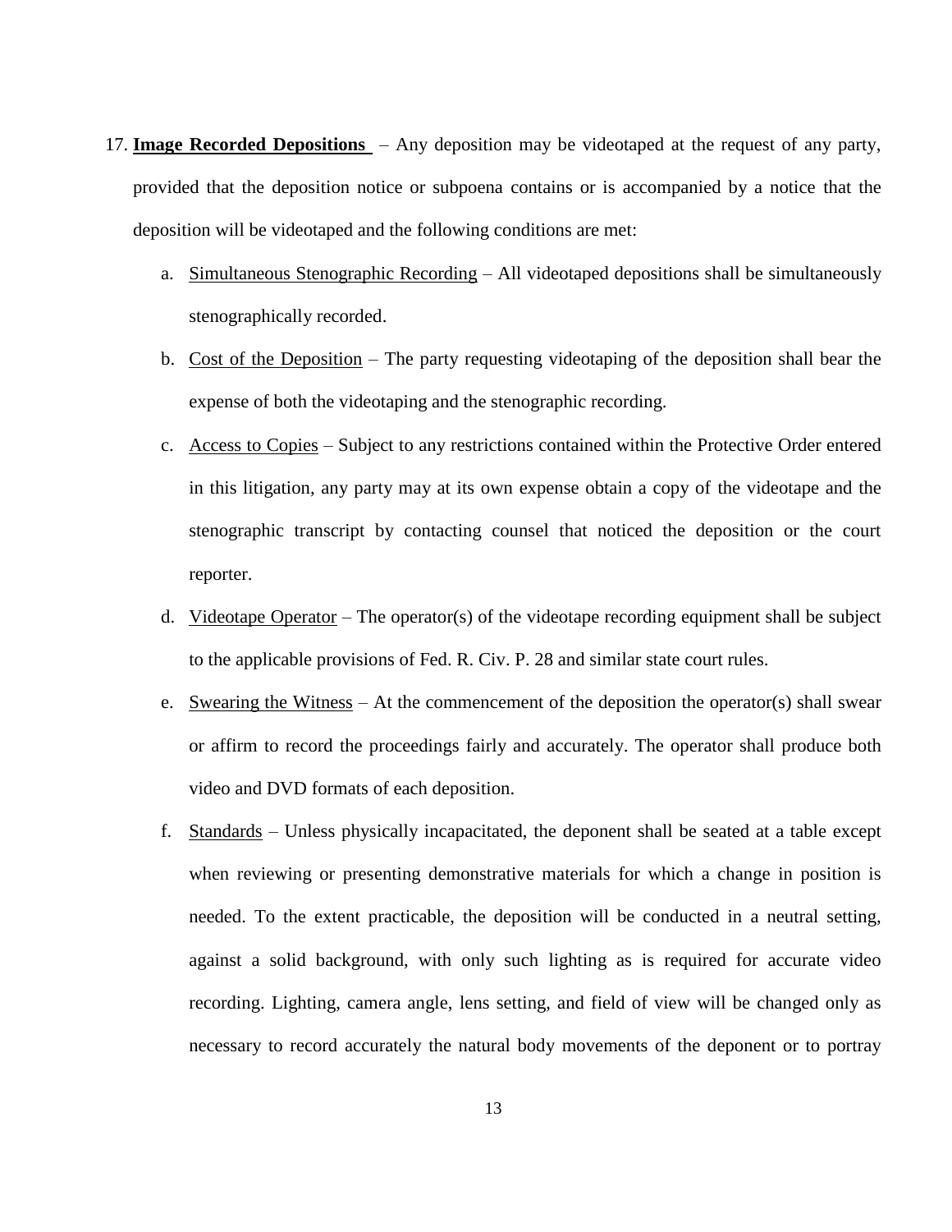17. **Image Recorded Depositions** – Any deposition may be videotaped at the request of any party, provided that the deposition notice or subpoena contains or is accompanied by a notice that the deposition will be videotaped and the following conditions are met:

    a. Simultaneous Stenographic Recording – All videotaped depositions shall be simultaneously stenographically recorded.

    b. Cost of the Deposition – The party requesting videotaping of the deposition shall bear the expense of both the videotaping and the stenographic recording.

    c. Access to Copies – Subject to any restrictions contained within the Protective Order entered in this litigation, any party may at its own expense obtain a copy of the videotape and the stenographic transcript by contacting counsel that noticed the deposition or the court reporter.

    d. Videotape Operator – The operator(s) of the videotape recording equipment shall be subject to the applicable provisions of Fed. R. Civ. P. 28 and similar state court rules.

    e. Swearing the Witness – At the commencement of the deposition the operator(s) shall swear or affirm to record the proceedings fairly and accurately. The operator shall produce both video and DVD formats of each deposition.

    f. Standards – Unless physically incapacitated, the deponent shall be seated at a table except when reviewing or presenting demonstrative materials for which a change in position is needed. To the extent practicable, the deposition will be conducted in a neutral setting, against a solid background, with only such lighting as is required for accurate video recording. Lighting, camera angle, lens setting, and field of view will be changed only as necessary to record accurately the natural body movements of the deponent or to portray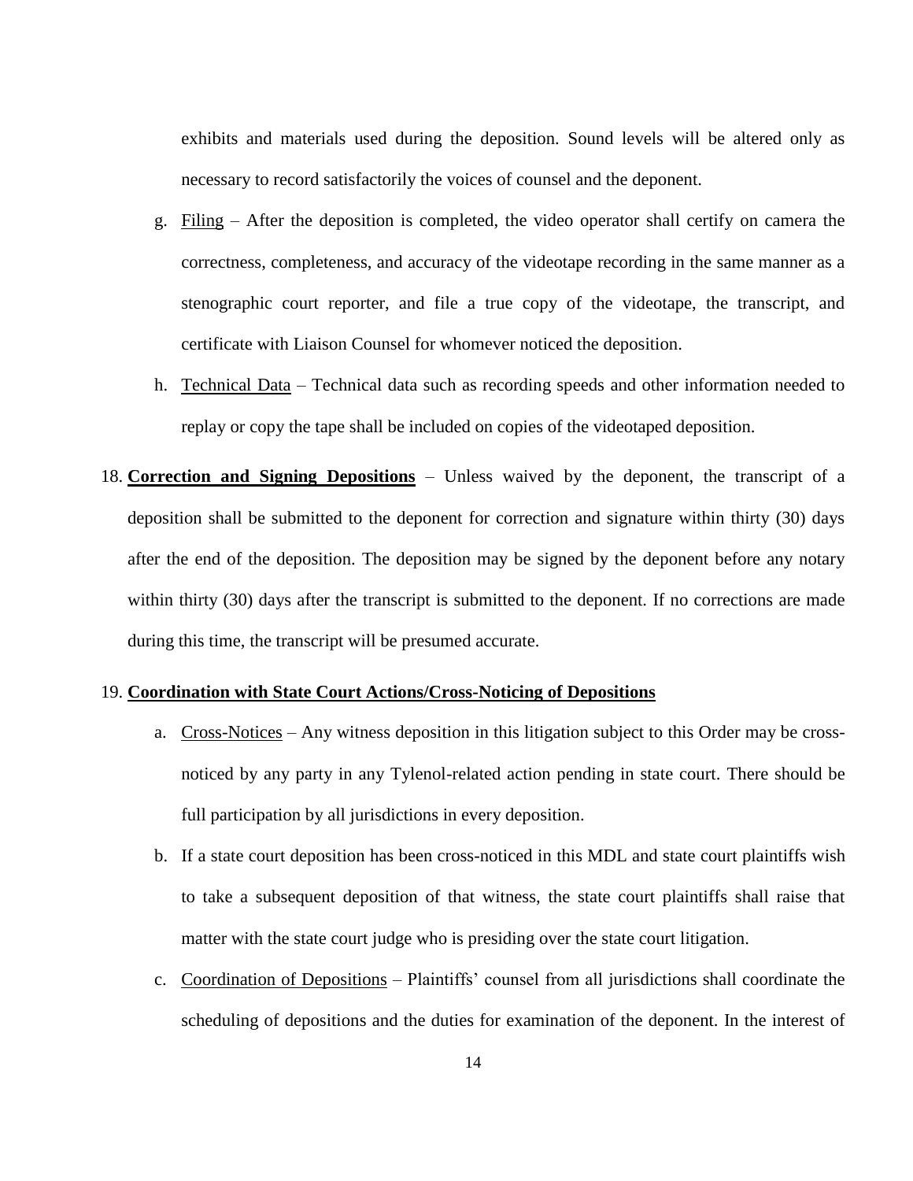exhibits and materials used during the deposition. Sound levels will be altered only as necessary to record satisfactorily the voices of counsel and the deponent.

g. Filing – After the deposition is completed, the video operator shall certify on camera the correctness, completeness, and accuracy of the videotape recording in the same manner as a stenographic court reporter, and file a true copy of the videotape, the transcript, and certificate with Liaison Counsel for whomever noticed the deposition.

h. Technical Data – Technical data such as recording speeds and other information needed to replay or copy the tape shall be included on copies of the videotaped deposition.

18. **Correction and Signing Depositions** – Unless waived by the deponent, the transcript of a deposition shall be submitted to the deponent for correction and signature within thirty (30) days after the end of the deposition. The deposition may be signed by the deponent before any notary within thirty (30) days after the transcript is submitted to the deponent. If no corrections are made during this time, the transcript will be presumed accurate.

19. **Coordination with State Court Actions/Cross-Noticing of Depositions**

a. Cross-Notices – Any witness deposition in this litigation subject to this Order may be cross-noticed by any party in any Tylenol-related action pending in state court. There should be full participation by all jurisdictions in every deposition.

b. If a state court deposition has been cross-noticed in this MDL and state court plaintiffs wish to take a subsequent deposition of that witness, the state court plaintiffs shall raise that matter with the state court judge who is presiding over the state court litigation.

c. Coordination of Depositions – Plaintiffs' counsel from all jurisdictions shall coordinate the scheduling of depositions and the duties for examination of the deponent. In the interest of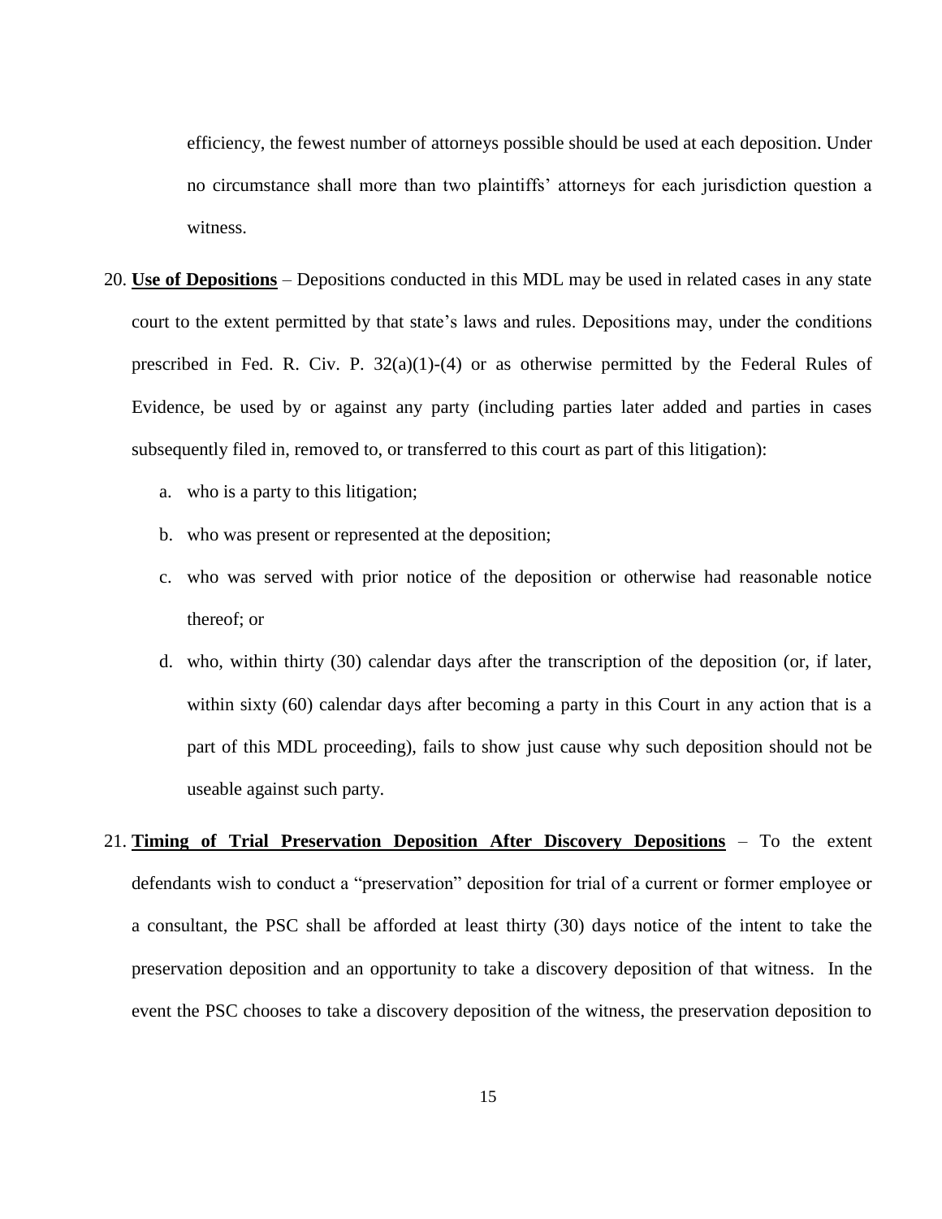efficiency, the fewest number of attorneys possible should be used at each deposition. Under no circumstance shall more than two plaintiffs' attorneys for each jurisdiction question a witness.

20. **Use of Depositions** – Depositions conducted in this MDL may be used in related cases in any state court to the extent permitted by that state's laws and rules. Depositions may, under the conditions prescribed in Fed. R. Civ. P. 32(a)(1)-(4) or as otherwise permitted by the Federal Rules of Evidence, be used by or against any party (including parties later added and parties in cases subsequently filed in, removed to, or transferred to this court as part of this litigation):

    a. who is a party to this litigation;

    b. who was present or represented at the deposition;

    c. who was served with prior notice of the deposition or otherwise had reasonable notice thereof; or

    d. who, within thirty (30) calendar days after the transcription of the deposition (or, if later, within sixty (60) calendar days after becoming a party in this Court in any action that is a part of this MDL proceeding), fails to show just cause why such deposition should not be useable against such party.

21. **Timing of Trial Preservation Deposition After Discovery Depositions** – To the extent defendants wish to conduct a "preservation" deposition for trial of a current or former employee or a consultant, the PSC shall be afforded at least thirty (30) days notice of the intent to take the preservation deposition and an opportunity to take a discovery deposition of that witness. In the event the PSC chooses to take a discovery deposition of the witness, the preservation deposition to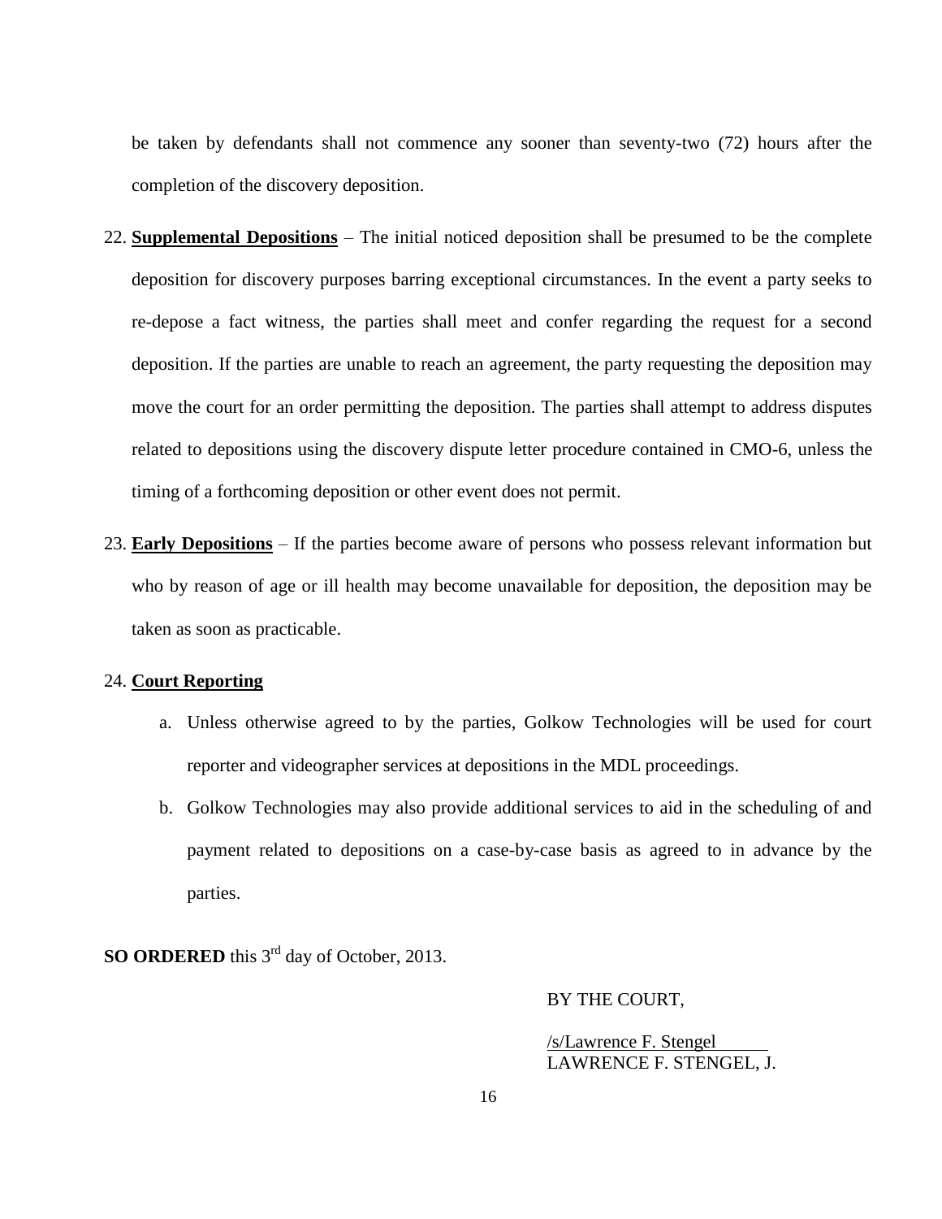be taken by defendants shall not commence any sooner than seventy-two (72) hours after the completion of the discovery deposition.

22. **Supplemental Depositions** – The initial noticed deposition shall be presumed to be the complete deposition for discovery purposes barring exceptional circumstances. In the event a party seeks to re-depose a fact witness, the parties shall meet and confer regarding the request for a second deposition. If the parties are unable to reach an agreement, the party requesting the deposition may move the court for an order permitting the deposition. The parties shall attempt to address disputes related to depositions using the discovery dispute letter procedure contained in CMO-6, unless the timing of a forthcoming deposition or other event does not permit.

23. **Early Depositions** – If the parties become aware of persons who possess relevant information but who by reason of age or ill health may become unavailable for deposition, the deposition may be taken as soon as practicable.

24. **Court Reporting**

    a. Unless otherwise agreed to by the parties, Golkow Technologies will be used for court reporter and videographer services at depositions in the MDL proceedings.

    b. Golkow Technologies may also provide additional services to aid in the scheduling of and payment related to depositions on a case-by-case basis as agreed to in advance by the parties.

**SO ORDERED** this 3rd day of October, 2013.

BY THE COURT,

/s/Lawrence F. Stengel
LAWRENCE F. STENGEL, J.